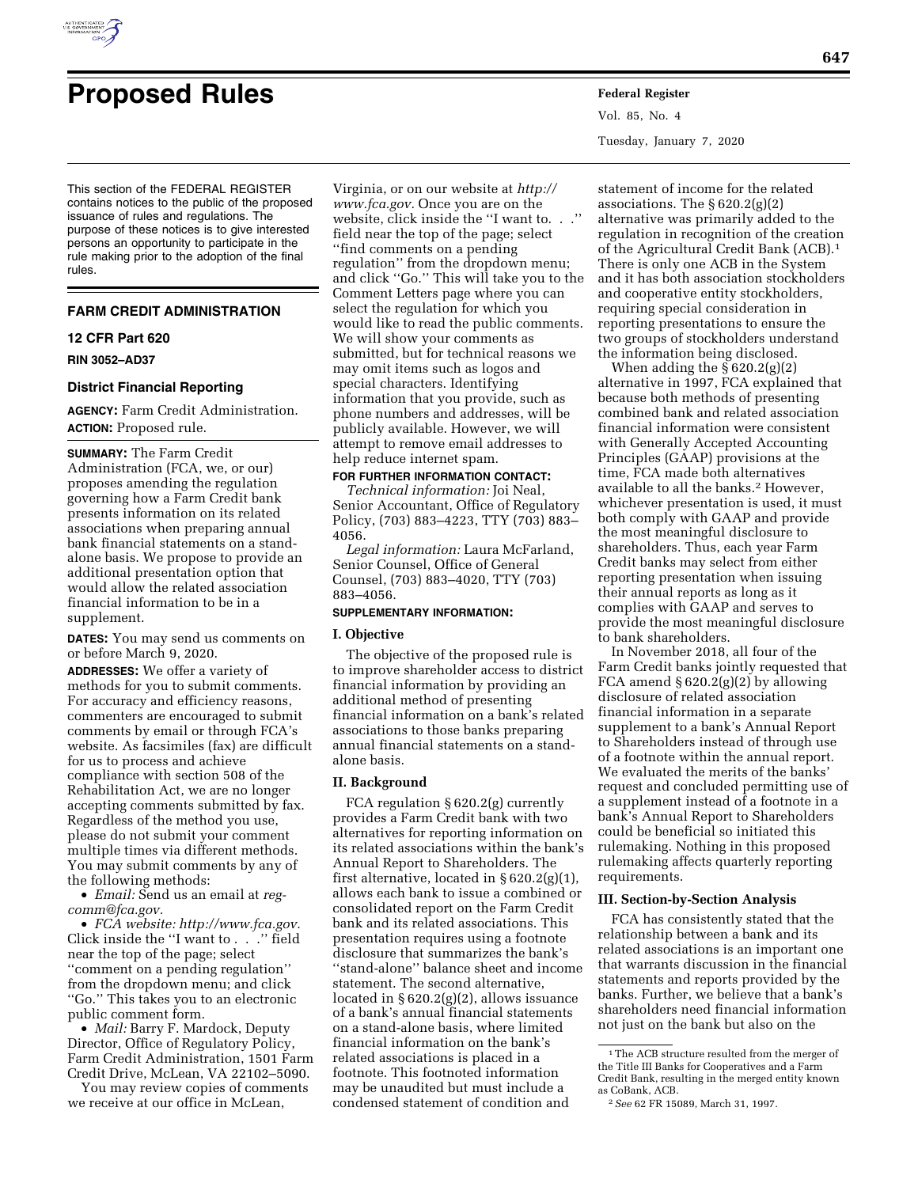# Proposed Rules

This section of the FEDERAL REGISTER contains notices to the public of the proposed issuance of rules and regulations. The purpose of these notices is to give interested persons an opportunity to participate in the rule making prior to the adoption of the final rules.

## FARM CREDIT ADMINISTRATION

### 12 CFR Part 620

**RIN 3052–AD37**

### District Financial Reporting

**AGENCY:** Farm Credit Administration.

**ACTION:** Proposed rule.

**SUMMARY:** The Farm Credit Administration (FCA, we, or our) proposes amending the regulation governing how a Farm Credit bank presents information on its related associations when preparing annual bank financial statements on a stand-alone basis. We propose to provide an additional presentation option that would allow the related association financial information to be in a supplement.

**DATES:** You may send us comments on or before March 9, 2020.

**ADDRESSES:** We offer a variety of methods for you to submit comments. For accuracy and efficiency reasons, commenters are encouraged to submit comments by email or through FCA's website. As facsimiles (fax) are difficult for us to process and achieve compliance with section 508 of the Rehabilitation Act, we are no longer accepting comments submitted by fax. Regardless of the method you use, please do not submit your comment multiple times via different methods. You may submit comments by any of the following methods:

- *Email:* Send us an email at *reg-comm@fca.gov.*
- *FCA website: http://www.fca.gov.* Click inside the ''I want to . . .'' field near the top of the page; select ''comment on a pending regulation'' from the dropdown menu; and click ''Go.'' This takes you to an electronic public comment form.
- *Mail:* Barry F. Mardock, Deputy Director, Office of Regulatory Policy, Farm Credit Administration, 1501 Farm Credit Drive, McLean, VA 22102–5090.

You may review copies of comments we receive at our office in McLean, Virginia, or on our website at *http://www.fca.gov.* Once you are on the website, click inside the ''I want to. . .'' field near the top of the page; select ''find comments on a pending regulation'' from the dropdown menu; and click ''Go.'' This will take you to the Comment Letters page where you can select the regulation for which you would like to read the public comments. We will show your comments as submitted, but for technical reasons we may omit items such as logos and special characters. Identifying information that you provide, such as phone numbers and addresses, will be publicly available. However, we will attempt to remove email addresses to help reduce internet spam.

**FOR FURTHER INFORMATION CONTACT:**

*Technical information:* Joi Neal, Senior Accountant, Office of Regulatory Policy, (703) 883–4223, TTY (703) 883–4056.

*Legal information:* Laura McFarland, Senior Counsel, Office of General Counsel, (703) 883–4020, TTY (703) 883–4056.

**SUPPLEMENTARY INFORMATION:**

#### I. Objective

The objective of the proposed rule is to improve shareholder access to district financial information by providing an additional method of presenting financial information on a bank's related associations to those banks preparing annual financial statements on a stand-alone basis.

#### II. Background

FCA regulation § 620.2(g) currently provides a Farm Credit bank with two alternatives for reporting information on its related associations within the bank's Annual Report to Shareholders. The first alternative, located in § 620.2(g)(1), allows each bank to issue a combined or consolidated report on the Farm Credit bank and its related associations. This presentation requires using a footnote disclosure that summarizes the bank's ''stand-alone'' balance sheet and income statement. The second alternative, located in § 620.2(g)(2), allows issuance of a bank's annual financial statements on a stand-alone basis, where limited financial information on the bank's related associations is placed in a footnote. This footnoted information may be unaudited but must include a condensed statement of condition and statement of income for the related associations. The § 620.2(g)(2) alternative was primarily added to the regulation in recognition of the creation of the Agricultural Credit Bank (ACB).[1] There is only one ACB in the System and it has both association stockholders and cooperative entity stockholders, requiring special consideration in reporting presentations to ensure the two groups of stockholders understand the information being disclosed.

When adding the § 620.2(g)(2) alternative in 1997, FCA explained that because both methods of presenting combined bank and related association financial information were consistent with Generally Accepted Accounting Principles (GAAP) provisions at the time, FCA made both alternatives available to all the banks.[2] However, whichever presentation is used, it must both comply with GAAP and provide the most meaningful disclosure to shareholders. Thus, each year Farm Credit banks may select from either reporting presentation when issuing their annual reports as long as it complies with GAAP and serves to provide the most meaningful disclosure to bank shareholders.

In November 2018, all four of the Farm Credit banks jointly requested that FCA amend § 620.2(g)(2) by allowing disclosure of related association financial information in a separate supplement to a bank's Annual Report to Shareholders instead of through use of a footnote within the annual report. We evaluated the merits of the banks' request and concluded permitting use of a supplement instead of a footnote in a bank's Annual Report to Shareholders could be beneficial so initiated this rulemaking. Nothing in this proposed rulemaking affects quarterly reporting requirements.

#### III. Section-by-Section Analysis

FCA has consistently stated that the relationship between a bank and its related associations is an important one that warrants discussion in the financial statements and reports provided by the banks. Further, we believe that a bank's shareholders need financial information not just on the bank but also on the

---

[1] The ACB structure resulted from the merger of the Title III Banks for Cooperatives and a Farm Credit Bank, resulting in the merged entity known as CoBank, ACB.

[2] *See* 62 FR 15089, March 31, 1997.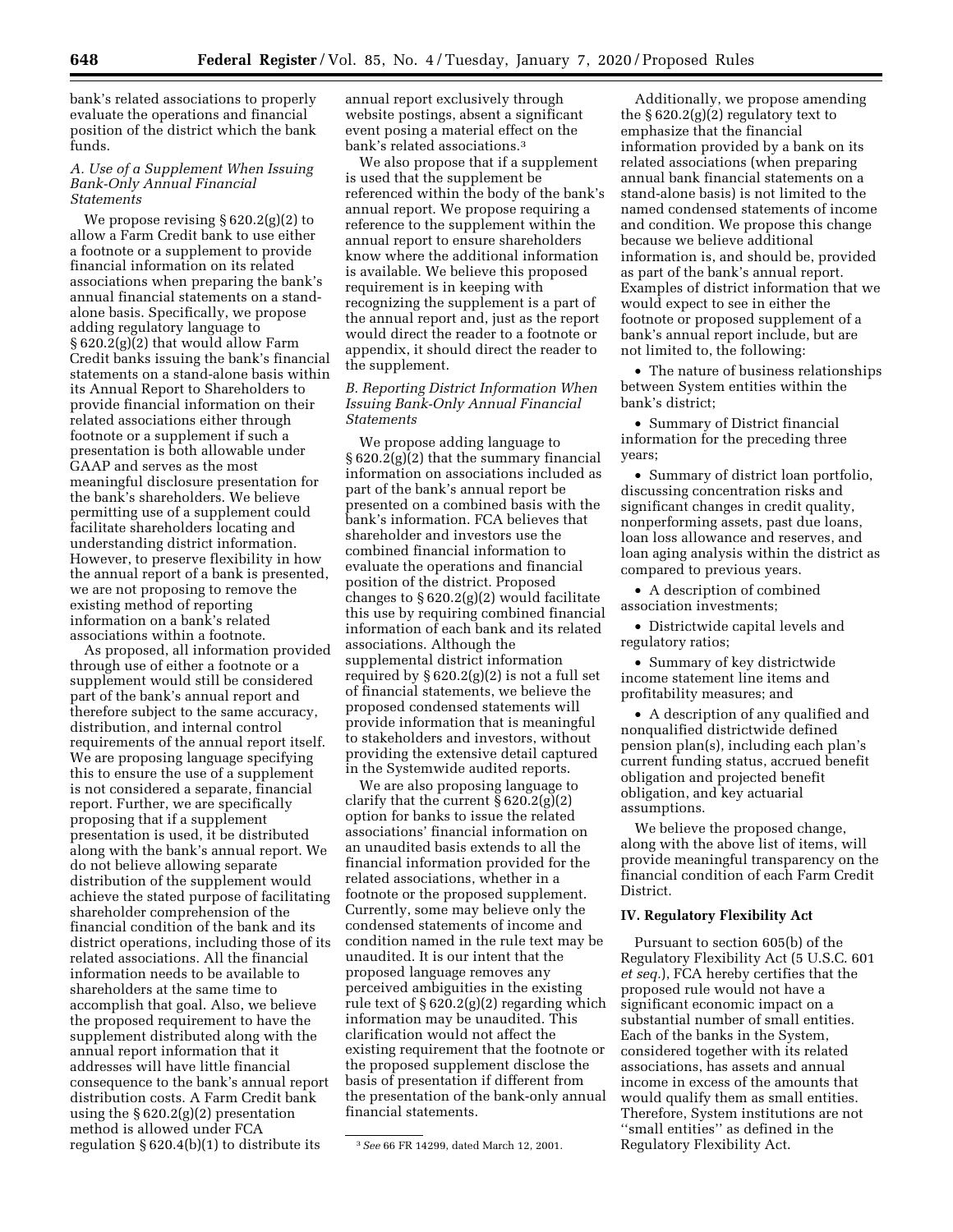bank's related associations to properly evaluate the operations and financial position of the district which the bank funds.

### A. Use of a Supplement When Issuing Bank-Only Annual Financial Statements

We propose revising § 620.2(g)(2) to allow a Farm Credit bank to use either a footnote or a supplement to provide financial information on its related associations when preparing the bank's annual financial statements on a stand-alone basis. Specifically, we propose adding regulatory language to § 620.2(g)(2) that would allow Farm Credit banks issuing the bank's financial statements on a stand-alone basis within its Annual Report to Shareholders to provide financial information on their related associations either through footnote or a supplement if such a presentation is both allowable under GAAP and serves as the most meaningful disclosure presentation for the bank's shareholders. We believe permitting use of a supplement could facilitate shareholders locating and understanding district information. However, to preserve flexibility in how the annual report of a bank is presented, we are not proposing to remove the existing method of reporting information on a bank's related associations within a footnote.

As proposed, all information provided through use of either a footnote or a supplement would still be considered part of the bank's annual report and therefore subject to the same accuracy, distribution, and internal control requirements of the annual report itself. We are proposing language specifying this to ensure the use of a supplement is not considered a separate, financial report. Further, we are specifically proposing that if a supplement presentation is used, it be distributed along with the bank's annual report. We do not believe allowing separate distribution of the supplement would achieve the stated purpose of facilitating shareholder comprehension of the financial condition of the bank and its district operations, including those of its related associations. All the financial information needs to be available to shareholders at the same time to accomplish that goal. Also, we believe the proposed requirement to have the supplement distributed along with the annual report information that it addresses will have little financial consequence to the bank's annual report distribution costs. A Farm Credit bank using the § 620.2(g)(2) presentation method is allowed under FCA regulation § 620.4(b)(1) to distribute its annual report exclusively through website postings, absent a significant event posing a material effect on the bank's related associations.[3]

We also propose that if a supplement is used that the supplement be referenced within the body of the bank's annual report. We propose requiring a reference to the supplement within the annual report to ensure shareholders know where the additional information is available. We believe this proposed requirement is in keeping with recognizing the supplement is a part of the annual report and, just as the report would direct the reader to a footnote or appendix, it should direct the reader to the supplement.

### B. Reporting District Information When Issuing Bank-Only Annual Financial Statements

We propose adding language to § 620.2(g)(2) that the summary financial information on associations included as part of the bank's annual report be presented on a combined basis with the bank's information. FCA believes that shareholder and investors use the combined financial information to evaluate the operations and financial position of the district. Proposed changes to § 620.2(g)(2) would facilitate this use by requiring combined financial information of each bank and its related associations. Although the supplemental district information required by § 620.2(g)(2) is not a full set of financial statements, we believe the proposed condensed statements will provide information that is meaningful to stakeholders and investors, without providing the extensive detail captured in the Systemwide audited reports.

We are also proposing language to clarify that the current § 620.2(g)(2) option for banks to issue the related associations' financial information on an unaudited basis extends to all the financial information provided for the related associations, whether in a footnote or the proposed supplement. Currently, some may believe only the condensed statements of income and condition named in the rule text may be unaudited. It is our intent that the proposed language removes any perceived ambiguities in the existing rule text of § 620.2(g)(2) regarding which information may be unaudited. This clarification would not affect the existing requirement that the footnote or the proposed supplement disclose the basis of presentation if different from the presentation of the bank-only annual financial statements.

[3] *See* 66 FR 14299, dated March 12, 2001.

Additionally, we propose amending the § 620.2(g)(2) regulatory text to emphasize that the financial information provided by a bank on its related associations (when preparing annual bank financial statements on a stand-alone basis) is not limited to the named condensed statements of income and condition. We propose this change because we believe additional information is, and should be, provided as part of the bank's annual report. Examples of district information that we would expect to see in either the footnote or proposed supplement of a bank's annual report include, but are not limited to, the following:

- The nature of business relationships between System entities within the bank's district;
- Summary of District financial information for the preceding three years;
- Summary of district loan portfolio, discussing concentration risks and significant changes in credit quality, nonperforming assets, past due loans, loan loss allowance and reserves, and loan aging analysis within the district as compared to previous years.
- A description of combined association investments;
- Districtwide capital levels and regulatory ratios;
- Summary of key districtwide income statement line items and profitability measures; and
- A description of any qualified and nonqualified districtwide defined pension plan(s), including each plan's current funding status, accrued benefit obligation and projected benefit obligation, and key actuarial assumptions.

We believe the proposed change, along with the above list of items, will provide meaningful transparency on the financial condition of each Farm Credit District.

## IV. Regulatory Flexibility Act

Pursuant to section 605(b) of the Regulatory Flexibility Act (5 U.S.C. 601 *et seq.*), FCA hereby certifies that the proposed rule would not have a significant economic impact on a substantial number of small entities. Each of the banks in the System, considered together with its related associations, has assets and annual income in excess of the amounts that would qualify them as small entities. Therefore, System institutions are not "small entities" as defined in the Regulatory Flexibility Act.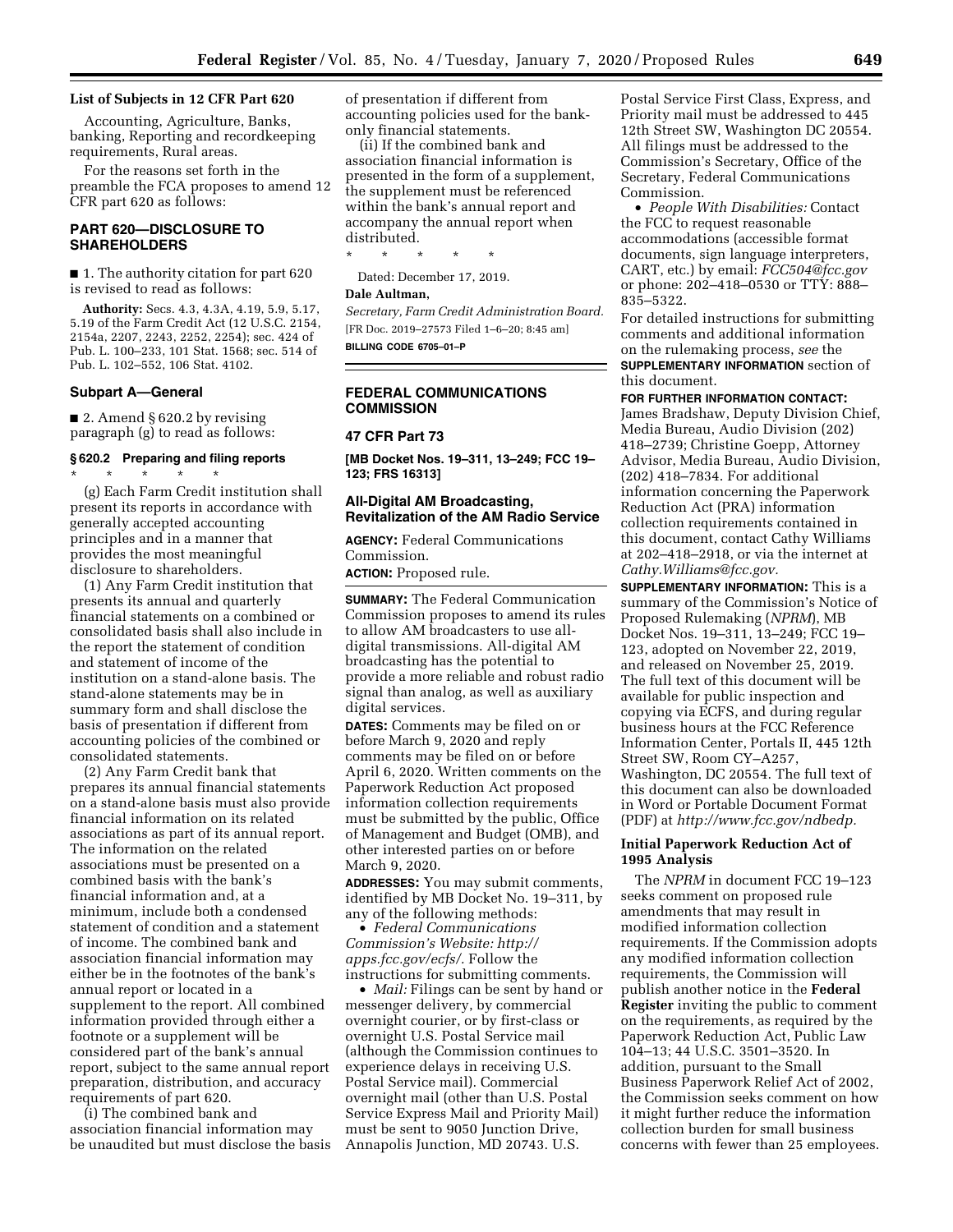**List of Subjects in 12 CFR Part 620**

Accounting, Agriculture, Banks, banking, Reporting and recordkeeping requirements, Rural areas.

For the reasons set forth in the preamble the FCA proposes to amend 12 CFR part 620 as follows:

## PART 620—DISCLOSURE TO SHAREHOLDERS

■ 1. The authority citation for part 620 is revised to read as follows:

**Authority:** Secs. 4.3, 4.3A, 4.19, 5.9, 5.17, 5.19 of the Farm Credit Act (12 U.S.C. 2154, 2154a, 2207, 2243, 2252, 2254); sec. 424 of Pub. L. 100–233, 101 Stat. 1568; sec. 514 of Pub. L. 102–552, 106 Stat. 4102.

### Subpart A—General

■ 2. Amend § 620.2 by revising paragraph (g) to read as follows:

**§ 620.2 Preparing and filing reports**

\* \* \* \* \*

(g) Each Farm Credit institution shall present its reports in accordance with generally accepted accounting principles and in a manner that provides the most meaningful disclosure to shareholders.

(1) Any Farm Credit institution that presents its annual and quarterly financial statements on a combined or consolidated basis shall also include in the report the statement of condition and statement of income of the institution on a stand-alone basis. The stand-alone statements may be in summary form and shall disclose the basis of presentation if different from accounting policies of the combined or consolidated statements.

(2) Any Farm Credit bank that prepares its annual financial statements on a stand-alone basis must also provide financial information on its related associations as part of its annual report. The information on the related associations must be presented on a combined basis with the bank's financial information and, at a minimum, include both a condensed statement of condition and a statement of income. The combined bank and association financial information may either be in the footnotes of the bank's annual report or located in a supplement to the report. All combined information provided through either a footnote or a supplement will be considered part of the bank's annual report, subject to the same annual report preparation, distribution, and accuracy requirements of part 620.

(i) The combined bank and association financial information may be unaudited but must disclose the basis of presentation if different from accounting policies used for the bank-only financial statements.

(ii) If the combined bank and association financial information is presented in the form of a supplement, the supplement must be referenced within the bank's annual report and accompany the annual report when distributed.

\* \* \* \* \*

Dated: December 17, 2019.

**Dale Aultman,**

*Secretary, Farm Credit Administration Board.*

[FR Doc. 2019–27573 Filed 1–6–20; 8:45 am]

**BILLING CODE 6705–01–P**

---

## FEDERAL COMMUNICATIONS COMMISSION

### 47 CFR Part 73

**[MB Docket Nos. 19–311, 13–249; FCC 19–123; FRS 16313]**

## All-Digital AM Broadcasting, Revitalization of the AM Radio Service

**AGENCY:** Federal Communications Commission.

**ACTION:** Proposed rule.

**SUMMARY:** The Federal Communication Commission proposes to amend its rules to allow AM broadcasters to use all-digital transmissions. All-digital AM broadcasting has the potential to provide a more reliable and robust radio signal than analog, as well as auxiliary digital services.

**DATES:** Comments may be filed on or before March 9, 2020 and reply comments may be filed on or before April 6, 2020. Written comments on the Paperwork Reduction Act proposed information collection requirements must be submitted by the public, Office of Management and Budget (OMB), and other interested parties on or before March 9, 2020.

**ADDRESSES:** You may submit comments, identified by MB Docket No. 19–311, by any of the following methods:

- *Federal Communications Commission's Website: http://apps.fcc.gov/ecfs/.* Follow the instructions for submitting comments.
- *Mail:* Filings can be sent by hand or messenger delivery, by commercial overnight courier, or by first-class or overnight U.S. Postal Service mail (although the Commission continues to experience delays in receiving U.S. Postal Service mail). Commercial overnight mail (other than U.S. Postal Service Express Mail and Priority Mail) must be sent to 9050 Junction Drive, Annapolis Junction, MD 20743. U.S. Postal Service First Class, Express, and Priority mail must be addressed to 445 12th Street SW, Washington DC 20554. All filings must be addressed to the Commission's Secretary, Office of the Secretary, Federal Communications Commission.
- *People With Disabilities:* Contact the FCC to request reasonable accommodations (accessible format documents, sign language interpreters, CART, etc.) by email: *FCC504@fcc.gov* or phone: 202–418–0530 or TTY: 888–835–5322.

For detailed instructions for submitting comments and additional information on the rulemaking process, *see* the **SUPPLEMENTARY INFORMATION** section of this document.

**FOR FURTHER INFORMATION CONTACT:** James Bradshaw, Deputy Division Chief, Media Bureau, Audio Division (202) 418–2739; Christine Goepp, Attorney Advisor, Media Bureau, Audio Division, (202) 418–7834. For additional information concerning the Paperwork Reduction Act (PRA) information collection requirements contained in this document, contact Cathy Williams at 202–418–2918, or via the internet at *Cathy.Williams@fcc.gov.*

**SUPPLEMENTARY INFORMATION:** This is a summary of the Commission's Notice of Proposed Rulemaking (*NPRM*), MB Docket Nos. 19–311, 13–249; FCC 19–123, adopted on November 22, 2019, and released on November 25, 2019. The full text of this document will be available for public inspection and copying via ECFS, and during regular business hours at the FCC Reference Information Center, Portals II, 445 12th Street SW, Room CY–A257, Washington, DC 20554. The full text of this document can also be downloaded in Word or Portable Document Format (PDF) at *http://www.fcc.gov/ndbedp.*

### Initial Paperwork Reduction Act of 1995 Analysis

The *NPRM* in document FCC 19–123 seeks comment on proposed rule amendments that may result in modified information collection requirements. If the Commission adopts any modified information collection requirements, the Commission will publish another notice in the **Federal Register** inviting the public to comment on the requirements, as required by the Paperwork Reduction Act, Public Law 104–13; 44 U.S.C. 3501–3520. In addition, pursuant to the Small Business Paperwork Relief Act of 2002, the Commission seeks comment on how it might further reduce the information collection burden for small business concerns with fewer than 25 employees.